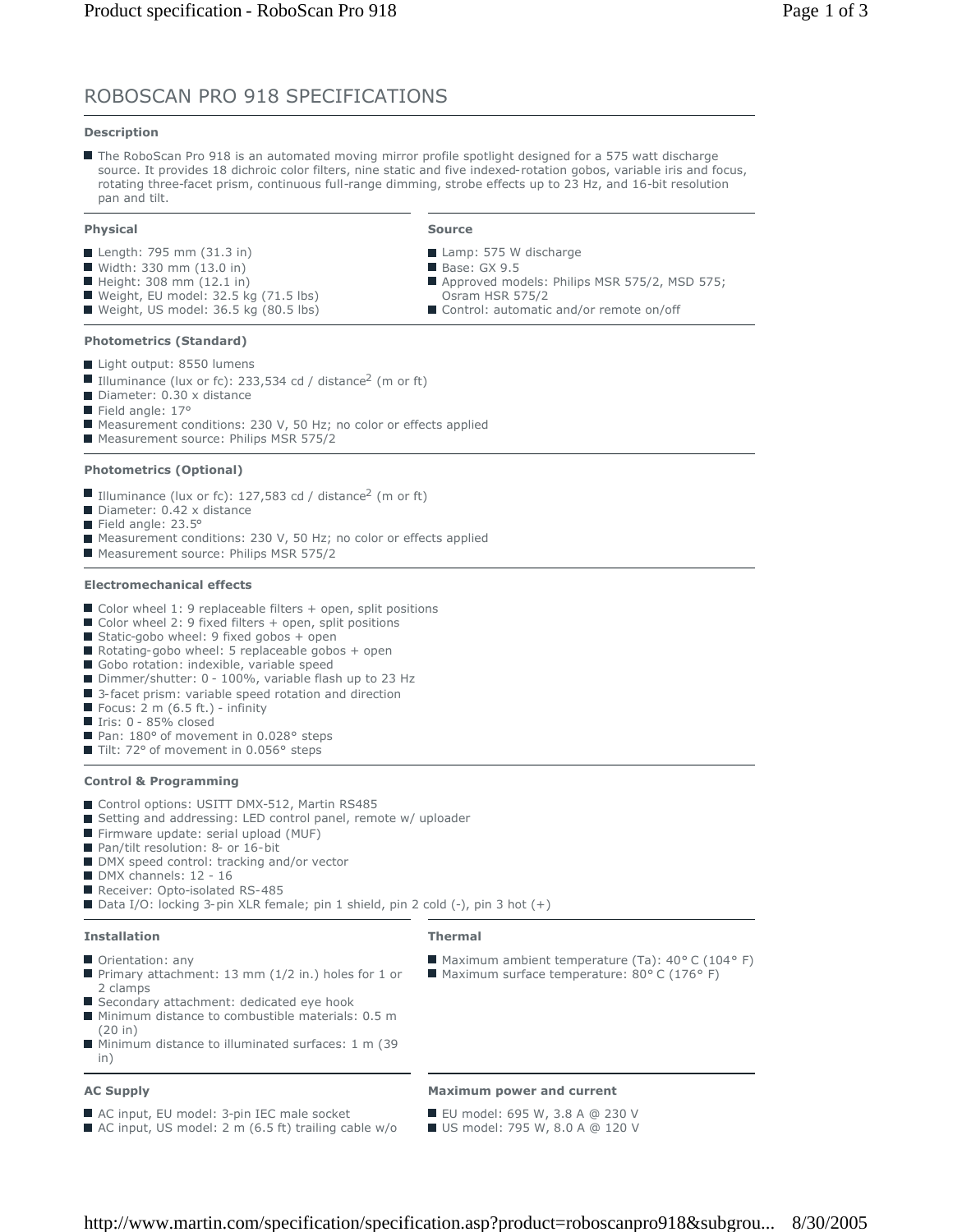# ROBOSCAN PRO 918 SPECIFICATIONS

### Description

- The RoboScan Pro 918 is an automated moving mirror profile spotlight designed for a 575 watt discharge source. It provides 18 dichroic color filters, nine static and five indexed-rotation gobos, variable iris and focus, rotating three-facet prism, continuous full-range dimming, strobe effects up to 23 Hz, and 16-bit resolution pan and tilt.

### Physical

- Length: 795 mm (31.3 in)
- Width: 330 mm (13.0 in)
- Height: 308 mm (12.1 in)
- Weight, EU model: 32.5 kg (71.5 lbs)
- Weight, US model: 36.5 kg (80.5 lbs)

### Source

- Lamp: 575 W discharge
- Base: GX 9.5
- Approved models: Philips MSR 575/2, MSD 575; Osram HSR 575/2
- Control: automatic and/or remote on/off

### Photometrics (Standard)

- Light output: 8550 lumens
- Illuminance (lux or fc): 233,534 cd / distance$^2$ (m or ft)
- Diameter: 0.30 x distance
- Field angle: 17°
- Measurement conditions: 230 V, 50 Hz; no color or effects applied
- Measurement source: Philips MSR 575/2

### Photometrics (Optional)

- Illuminance (lux or fc): 127,583 cd / distance$^2$ (m or ft)
- Diameter: 0.42 x distance
- Field angle: 23.5°
- Measurement conditions: 230 V, 50 Hz; no color or effects applied
- Measurement source: Philips MSR 575/2

### Electromechanical effects

- Color wheel 1: 9 replaceable filters + open, split positions
- Color wheel 2: 9 fixed filters + open, split positions
- Static-gobo wheel: 9 fixed gobos + open
- Rotating-gobo wheel: 5 replaceable gobos + open
- Gobo rotation: indexible, variable speed
- Dimmer/shutter: 0 - 100%, variable flash up to 23 Hz
- 3-facet prism: variable speed rotation and direction
- Focus: 2 m (6.5 ft.) - infinity
- Iris: 0 - 85% closed
- Pan: 180° of movement in 0.028° steps
- Tilt: 72° of movement in 0.056° steps

### Control & Programming

- Control options: USITT DMX-512, Martin RS485
- Setting and addressing: LED control panel, remote w/ uploader
- Firmware update: serial upload (MUF)
- Pan/tilt resolution: 8- or 16-bit
- DMX speed control: tracking and/or vector
- DMX channels: 12 - 16
- Receiver: Opto-isolated RS-485
- Data I/O: locking 3-pin XLR female; pin 1 shield, pin 2 cold (-), pin 3 hot (+)

### Installation

- Orientation: any
- Primary attachment: 13 mm (1/2 in.) holes for 1 or 2 clamps
- Secondary attachment: dedicated eye hook
- Minimum distance to combustible materials: 0.5 m (20 in)
- Minimum distance to illuminated surfaces: 1 m (39 in)

### Thermal

- Maximum ambient temperature (Ta): 40° C (104° F)
- Maximum surface temperature: 80° C (176° F)

### AC Supply

- AC input, EU model: 3-pin IEC male socket
- AC input, US model: 2 m (6.5 ft) trailing cable w/o

### Maximum power and current

- EU model: 695 W, 3.8 A @ 230 V
- US model: 795 W, 8.0 A @ 120 V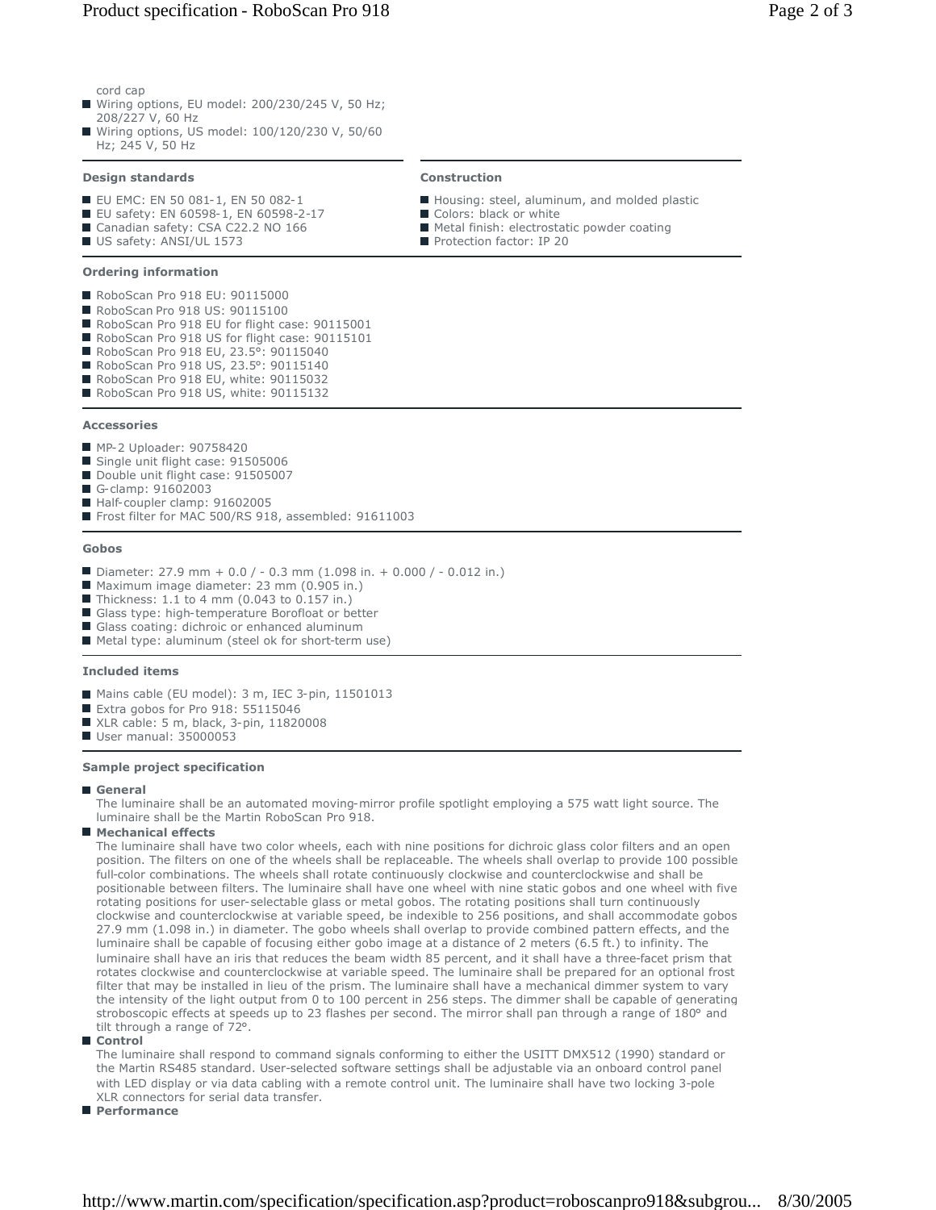cord cap

- Wiring options, EU model: 200/230/245 V, 50 Hz; 208/227 V, 60 Hz
- Wiring options, US model: 100/120/230 V, 50/60 Hz; 245 V, 50 Hz

### Design standards

- EU EMC: EN 50 081-1, EN 50 082-1
- EU safety: EN 60598-1, EN 60598-2-17
- Canadian safety: CSA C22.2 NO 166
- US safety: ANSI/UL 1573

### Construction

- Housing: steel, aluminum, and molded plastic
- Colors: black or white
- Metal finish: electrostatic powder coating
- Protection factor: IP 20

### Ordering information

- RoboScan Pro 918 EU: 90115000
- RoboScan Pro 918 US: 90115100
- RoboScan Pro 918 EU for flight case: 90115001
- RoboScan Pro 918 US for flight case: 90115101
- RoboScan Pro 918 EU, 23.5°: 90115040
- RoboScan Pro 918 US, 23.5°: 90115140
- RoboScan Pro 918 EU, white: 90115032
- RoboScan Pro 918 US, white: 90115132

### Accessories

- MP-2 Uploader: 90758420
- Single unit flight case: 91505006
- Double unit flight case: 91505007
- G-clamp: 91602003
- Half-coupler clamp: 91602005
- Frost filter for MAC 500/RS 918, assembled: 91611003

### Gobos

- Diameter: 27.9 mm + 0.0 / - 0.3 mm (1.098 in. + 0.000 / - 0.012 in.)
- Maximum image diameter: 23 mm (0.905 in.)
- Thickness: 1.1 to 4 mm (0.043 to 0.157 in.)
- Glass type: high-temperature Borofloat or better
- Glass coating: dichroic or enhanced aluminum
- Metal type: aluminum (steel ok for short-term use)

### Included items

- Mains cable (EU model): 3 m, IEC 3-pin, 11501013
- Extra gobos for Pro 918: 55115046
- XLR cable: 5 m, black, 3-pin, 11820008
- User manual: 35000053

### Sample project specification

- **General**
  The luminaire shall be an automated moving-mirror profile spotlight employing a 575 watt light source. The luminaire shall be the Martin RoboScan Pro 918.
- **Mechanical effects**
  The luminaire shall have two color wheels, each with nine positions for dichroic glass color filters and an open position. The filters on one of the wheels shall be replaceable. The wheels shall overlap to provide 100 possible full-color combinations. The wheels shall rotate continuously clockwise and counterclockwise and shall be positionable between filters. The luminaire shall have one wheel with nine static gobos and one wheel with five rotating positions for user-selectable glass or metal gobos. The rotating positions shall turn continuously clockwise and counterclockwise at variable speed, be indexible to 256 positions, and shall accommodate gobos 27.9 mm (1.098 in.) in diameter. The gobo wheels shall overlap to provide combined pattern effects, and the luminaire shall be capable of focusing either gobo image at a distance of 2 meters (6.5 ft.) to infinity. The luminaire shall have an iris that reduces the beam width 85 percent, and it shall have a three-facet prism that rotates clockwise and counterclockwise at variable speed. The luminaire shall be prepared for an optional frost filter that may be installed in lieu of the prism. The luminaire shall have a mechanical dimmer system to vary the intensity of the light output from 0 to 100 percent in 256 steps. The dimmer shall be capable of generating stroboscopic effects at speeds up to 23 flashes per second. The mirror shall pan through a range of 180° and tilt through a range of 72°.
- **Control**
  The luminaire shall respond to command signals conforming to either the USITT DMX512 (1990) standard or the Martin RS485 standard. User-selected software settings shall be adjustable via an onboard control panel with LED display or via data cabling with a remote control unit. The luminaire shall have two locking 3-pole XLR connectors for serial data transfer.
- **Performance**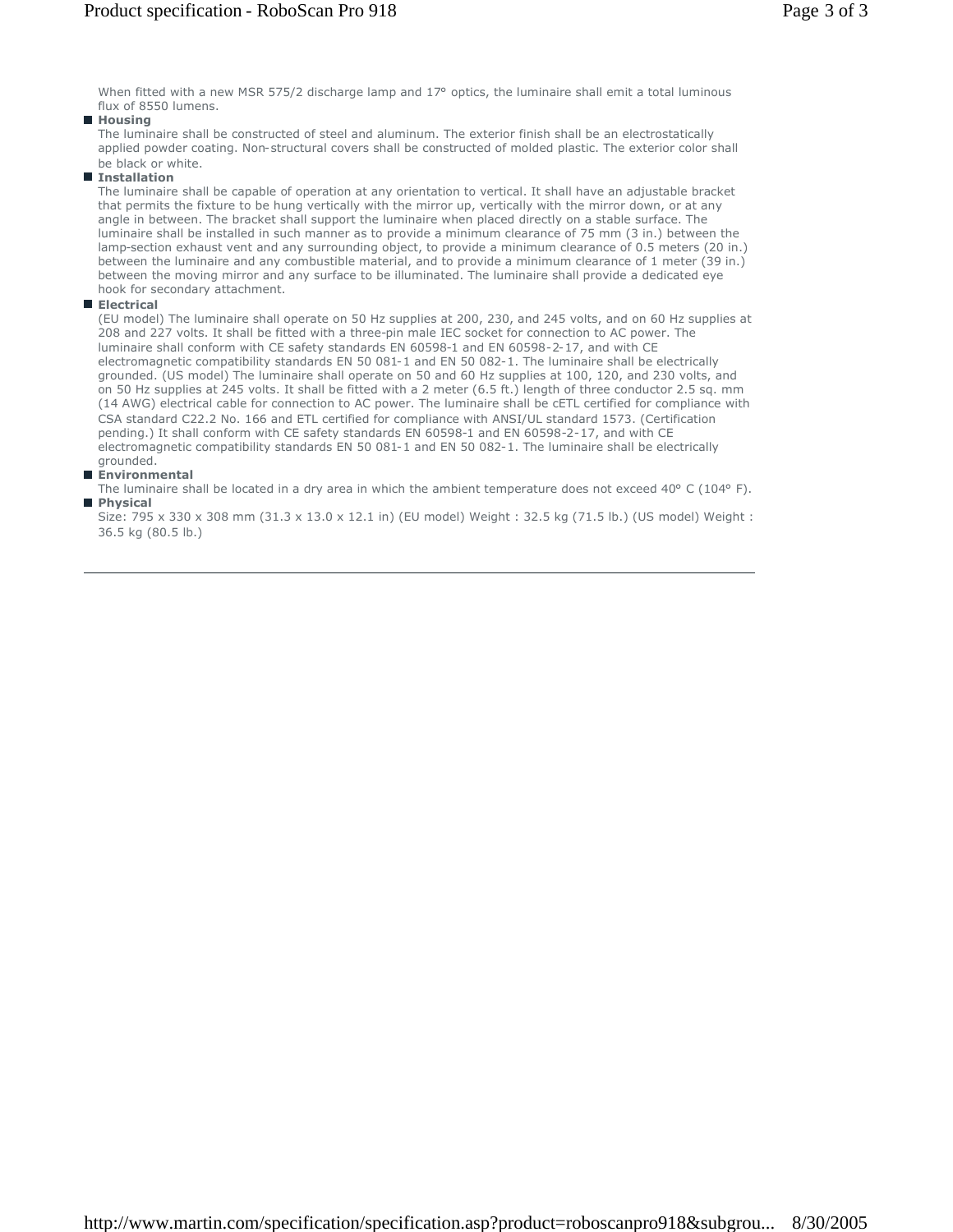When fitted with a new MSR 575/2 discharge lamp and 17° optics, the luminaire shall emit a total luminous flux of 8550 lumens.

- **Housing**

The luminaire shall be constructed of steel and aluminum. The exterior finish shall be an electrostatically applied powder coating. Non-structural covers shall be constructed of molded plastic. The exterior color shall be black or white.

- **Installation**

The luminaire shall be capable of operation at any orientation to vertical. It shall have an adjustable bracket that permits the fixture to be hung vertically with the mirror up, vertically with the mirror down, or at any angle in between. The bracket shall support the luminaire when placed directly on a stable surface. The luminaire shall be installed in such manner as to provide a minimum clearance of 75 mm (3 in.) between the lamp-section exhaust vent and any surrounding object, to provide a minimum clearance of 0.5 meters (20 in.) between the luminaire and any combustible material, and to provide a minimum clearance of 1 meter (39 in.) between the moving mirror and any surface to be illuminated. The luminaire shall provide a dedicated eye hook for secondary attachment.

- **Electrical**

(EU model) The luminaire shall operate on 50 Hz supplies at 200, 230, and 245 volts, and on 60 Hz supplies at 208 and 227 volts. It shall be fitted with a three-pin male IEC socket for connection to AC power. The luminaire shall conform with CE safety standards EN 60598-1 and EN 60598-2-17, and with CE electromagnetic compatibility standards EN 50 081-1 and EN 50 082-1. The luminaire shall be electrically grounded. (US model) The luminaire shall operate on 50 and 60 Hz supplies at 100, 120, and 230 volts, and on 50 Hz supplies at 245 volts. It shall be fitted with a 2 meter (6.5 ft.) length of three conductor 2.5 sq. mm (14 AWG) electrical cable for connection to AC power. The luminaire shall be cETL certified for compliance with CSA standard C22.2 No. 166 and ETL certified for compliance with ANSI/UL standard 1573. (Certification pending.) It shall conform with CE safety standards EN 60598-1 and EN 60598-2-17, and with CE electromagnetic compatibility standards EN 50 081-1 and EN 50 082-1. The luminaire shall be electrically grounded.

- **Environmental**

The luminaire shall be located in a dry area in which the ambient temperature does not exceed 40° C (104° F).

- **Physical**

Size: 795 x 330 x 308 mm (31.3 x 13.0 x 12.1 in) (EU model) Weight : 32.5 kg (71.5 lb.) (US model) Weight : 36.5 kg (80.5 lb.)